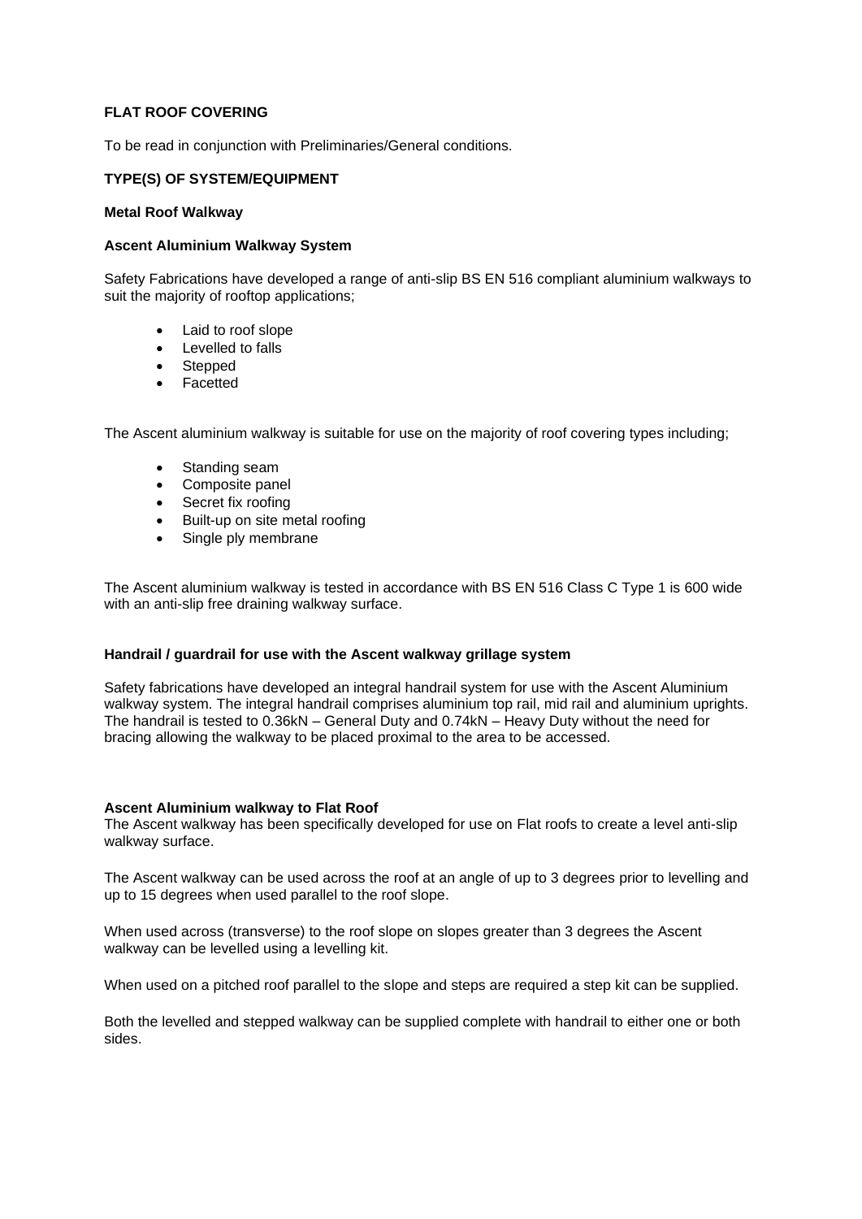**FLAT ROOF COVERING**

To be read in conjunction with Preliminaries/General conditions.

**TYPE(S) OF SYSTEM/EQUIPMENT**

**Metal Roof Walkway**

**Ascent Aluminium Walkway System**

Safety Fabrications have developed a range of anti-slip BS EN 516 compliant aluminium walkways to suit the majority of rooftop applications;

- Laid to roof slope
- Levelled to falls
- Stepped
- Facetted

The Ascent aluminium walkway is suitable for use on the majority of roof covering types including;

- Standing seam
- Composite panel
- Secret fix roofing
- Built-up on site metal roofing
- Single ply membrane

The Ascent aluminium walkway is tested in accordance with BS EN 516 Class C Type 1 is 600 wide with an anti-slip free draining walkway surface.

**Handrail / guardrail for use with the Ascent walkway grillage system**

Safety fabrications have developed an integral handrail system for use with the Ascent Aluminium walkway system. The integral handrail comprises aluminium top rail, mid rail and aluminium uprights. The handrail is tested to 0.36kN – General Duty and 0.74kN – Heavy Duty without the need for bracing allowing the walkway to be placed proximal to the area to be accessed.

**Ascent Aluminium walkway to Flat Roof**

The Ascent walkway has been specifically developed for use on Flat roofs to create a level anti-slip walkway surface.

The Ascent walkway can be used across the roof at an angle of up to 3 degrees prior to levelling and up to 15 degrees when used parallel to the roof slope.

When used across (transverse) to the roof slope on slopes greater than 3 degrees the Ascent walkway can be levelled using a levelling kit.

When used on a pitched roof parallel to the slope and steps are required a step kit can be supplied.

Both the levelled and stepped walkway can be supplied complete with handrail to either one or both sides.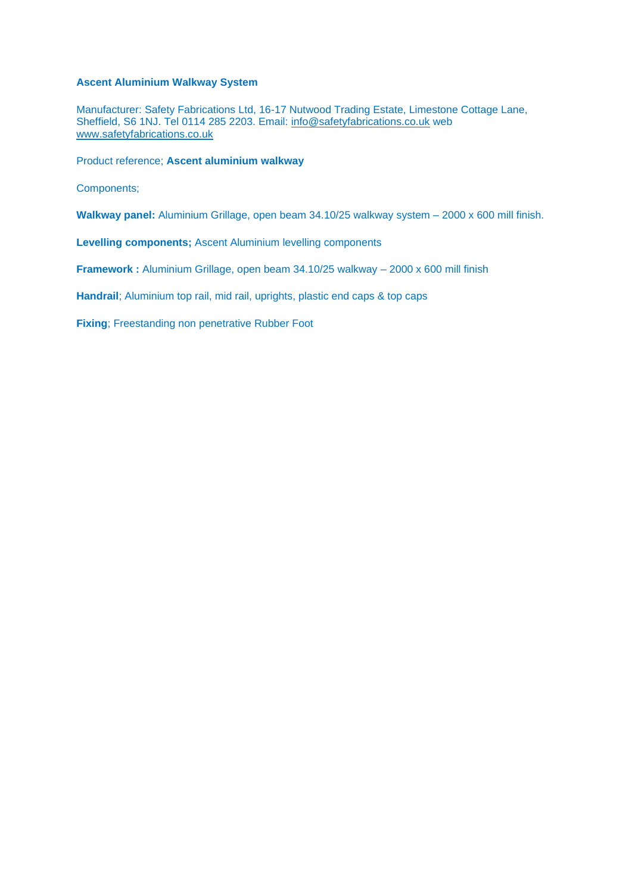**Ascent Aluminium Walkway System**

Manufacturer: Safety Fabrications Ltd, 16-17 Nutwood Trading Estate, Limestone Cottage Lane, Sheffield, S6 1NJ. Tel 0114 285 2203. Email: info@safetyfabrications.co.uk web www.safetyfabrications.co.uk

Product reference; **Ascent aluminium walkway**

Components;

**Walkway panel:** Aluminium Grillage, open beam 34.10/25 walkway system – 2000 x 600 mill finish.

**Levelling components;** Ascent Aluminium levelling components

**Framework :** Aluminium Grillage, open beam 34.10/25 walkway – 2000 x 600 mill finish

**Handrail**; Aluminium top rail, mid rail, uprights, plastic end caps & top caps

**Fixing**; Freestanding non penetrative Rubber Foot